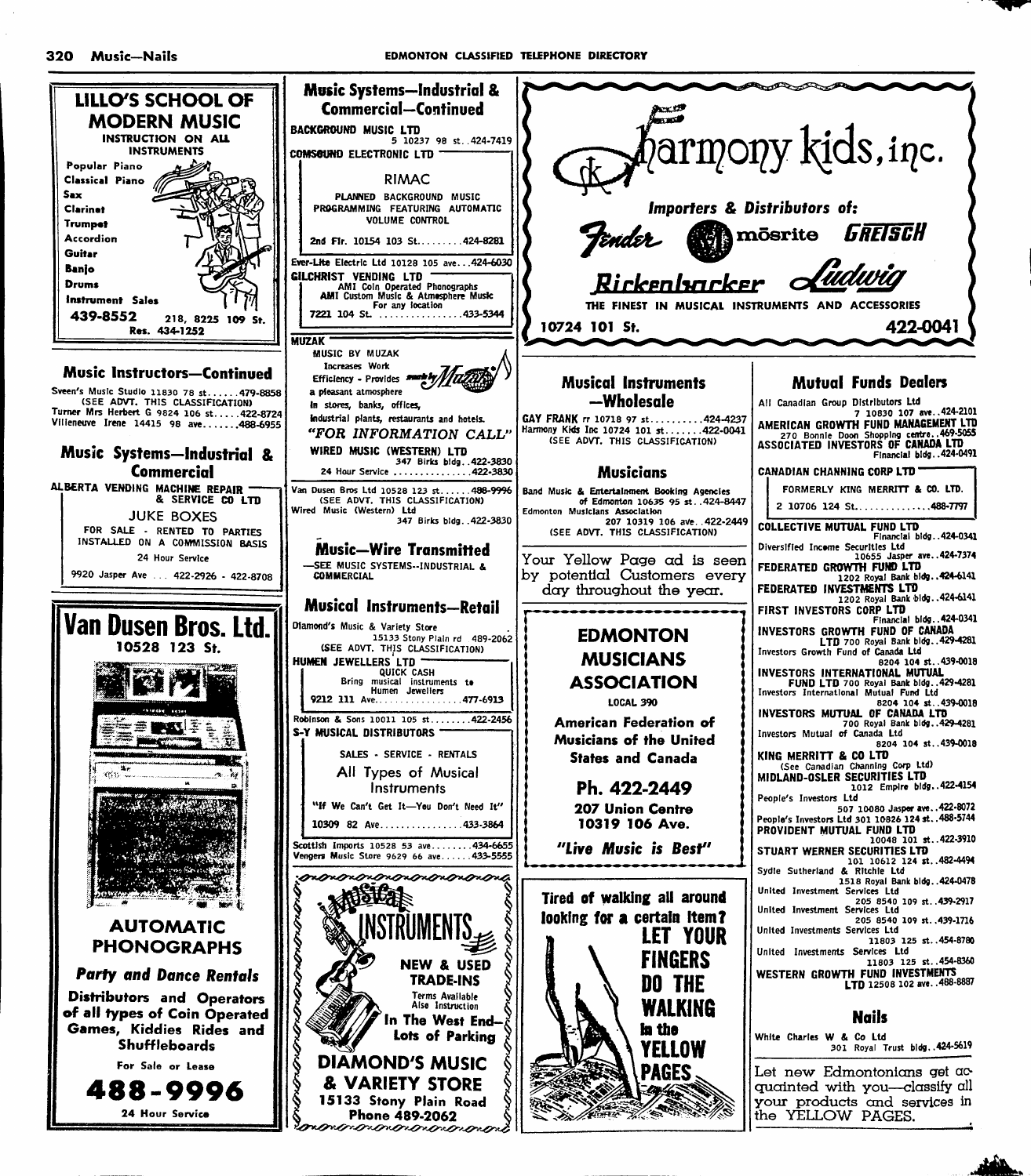## LILLO'S SCHOOL OF MODERN MUSIC

INSTRUCTION ON ALL INSTRUMENTS

- Popular Piano
- Classical Piano
- Sax
- Clarinet
- Trumpet
- Accordion
- Guitar
- Banjo
- Drums
- Instrument Sales

439-8552 218, 8225 109 St.
Res. 434-1252

## Music Instructors—Continued

Sveen's Music Studio 11830 78 st......479-8858
(SEE ADVT. THIS CLASSIFICATION)
Turner Mrs Herbert G 9824 106 st.....422-8724
Villeneuve Irene 14415 98 ave.......488-6955

## Music Systems—Industrial & Commercial

**ALBERTA VENDING MACHINE REPAIR & SERVICE CO LTD**

JUKE BOXES
FOR SALE - RENTED TO PARTIES
INSTALLED ON A COMMISSION BASIS
24 Hour Service
9920 Jasper Ave ... 422-2926 - 422-8708

## Van Dusen Bros. Ltd.

10528 123 St.

**AUTOMATIC PHONOGRAPHS**

***Party and Dance Rentals***

**Distributors and Operators of all types of Coin Operated Games, Kiddies Rides and Shuffleboards**

For Sale or Lease

**488-9996**

24 Hour Service

## Music Systems—Industrial & Commercial—Continued

**BACKGROUND MUSIC LTD**
5 10237 98 st..424-7419

**COMSOUND ELECTRONIC LTD**

RIMAC
PLANNED BACKGROUND MUSIC PROGRAMMING FEATURING AUTOMATIC VOLUME CONTROL
2nd Flr. 10154 103 St.........424-8281

Ever-Lite Electric Ltd 10128 105 ave...424-6030

**GILCHRIST VENDING LTD**
AMI Coin Operated Phonographs
AMI Custom Music & Atmosphere Music
For any location
7221 104 St. ................433-5344

**MUZAK**
MUSIC BY MUZAK
Increases Work Efficiency - Provides a pleasant atmosphere in stores, banks, offices, industrial plants, restaurants and hotels.
*"FOR INFORMATION CALL"*
**WIRED MUSIC (WESTERN) LTD**
347 Birks bldg..422-3830
24 Hour Service ..............422-3830

Van Dusen Bros Ltd 10528 123 st......488-9996
(SEE ADVT. THIS CLASSIFICATION)
Wired Music (Western) Ltd
347 Birks bldg..422-3830

## Music—Wire Transmitted

—SEE MUSIC SYSTEMS--INDUSTRIAL & COMMERCIAL

## Musical Instruments—Retail

Diamond's Music & Variety Store
15133 Stony Plain rd 489-2062
(SEE ADVT. THIS CLASSIFICATION)

**HUMEN JEWELLERS LTD**
QUICK CASH
Bring musical instruments to Humen Jewellers
9212 111 Ave................477-6913

Robinson & Sons 10011 105 st........422-2456

**S-Y MUSICAL DISTRIBUTORS**
SALES - SERVICE - RENTALS
All Types of Musical Instruments
"If We Can't Get It—You Don't Need It"
10309 82 Ave................433-3864

Scottish Imports 10528 53 ave........434-6655
Vengers Music Store 9629 66 ave......433-5555

**MUSICAL INSTRUMENTS**

**NEW & USED TRADE-INS**
Terms Available
Also Instruction
**In The West End—Lots of Parking**
**DIAMOND'S MUSIC & VARIETY STORE**
**15133 Stony Plain Road**
**Phone 489-2062**

## Harmony kids, inc.

***Importers & Distributors of:***

Fender Mosrite GRETSCH Rickenbacker Ludwig

THE FINEST IN MUSICAL INSTRUMENTS AND ACCESSORIES

**10724 101 St.** **422-0041**

## Musical Instruments —Wholesale

GAY FRANK rr 10718 97 st..........424-4237
Harmony Kids Inc 10724 101 st.......422-0041
(SEE ADVT. THIS CLASSIFICATION)

## Musicians

Band Music & Entertainment Booking Agencies of Edmonton 10635 95 st..424-8447
Edmonton Musicians Association
207 10319 106 ave..422-2449
(SEE ADVT. THIS CLASSIFICATION)

Your Yellow Page ad is seen by potential Customers every day throughout the year.

**EDMONTON MUSICIANS ASSOCIATION**

LOCAL 390

**American Federation of Musicians of the United States and Canada**

**Ph. 422-2449**

**207 Union Centre**
**10319 106 Ave.**

***"Live Music is Best"***

**Tired of walking all around looking for a certain item?**
**LET YOUR FINGERS DO THE WALKING in the YELLOW PAGES**

## Mutual Funds Dealers

All Canadian Group Distributors Ltd
7 10830 107 ave..424-2101
**AMERICAN GROWTH FUND MANAGEMENT LTD**
270 Bonnie Doon Shopping centre..469-5055
**ASSOCIATED INVESTORS OF CANADA LTD**
Financial bldg..424-0491

**CANADIAN CHANNING CORP LTD**
FORMERLY KING MERRITT & CO. LTD.
2 10706 124 St..............488-7797

**COLLECTIVE MUTUAL FUND LTD**
Financial bldg..424-0341
Diversified Income Securities Ltd
10655 Jasper ave..424-7374
**FEDERATED GROWTH FUND LTD**
1202 Royal Bank bldg..424-6141
**FEDERATED INVESTMENTS LTD**
1202 Royal Bank bldg..424-6141
**FIRST INVESTORS CORP LTD**
Financial bldg..424-0341
**INVESTORS GROWTH FUND OF CANADA LTD** 700 Royal Bank bldg..429-4281
Investors Growth Fund of Canada Ltd
8204 104 st..439-0018
**INVESTORS INTERNATIONAL MUTUAL FUND LTD** 700 Royal Bank bldg..429-4281
Investors International Mutual Fund Ltd
8204 104 st..439-0018
**INVESTORS MUTUAL OF CANADA LTD**
700 Royal Bank bldg..429-4281
Investors Mutual of Canada Ltd
8204 104 st..439-0018
**KING MERRITT & CO LTD**
(See Canadian Channing Corp Ltd)
**MIDLAND-OSLER SECURITIES LTD**
1012 Empire bldg..422-4154
People's Investors Ltd
507 10080 Jasper ave..422-8072
People's Investors Ltd 301 10826 124 st..488-5744
**PROVIDENT MUTUAL FUND LTD**
10048 101 st..422-3910
**STUART WERNER SECURITIES LTD**
101 10612 124 st..482-4494
Sydie Sutherland & Ritchie Ltd
1518 Royal Bank bldg..424-0478
United Investment Services Ltd
205 8540 109 st..439-2917
United Investment Services Ltd
205 8540 109 st..439-1716
United Investments Services Ltd
11803 125 st..454-8780
United Investments Services Ltd
11803 125 st..454-8360
**WESTERN GROWTH FUND INVESTMENTS LTD** 12508 102 ave..488-8887

## Nails

White Charles W & Co Ltd
301 Royal Trust bldg..424-5619

Let new Edmontonians get acquainted with you—classify all your products and services in the YELLOW PAGES.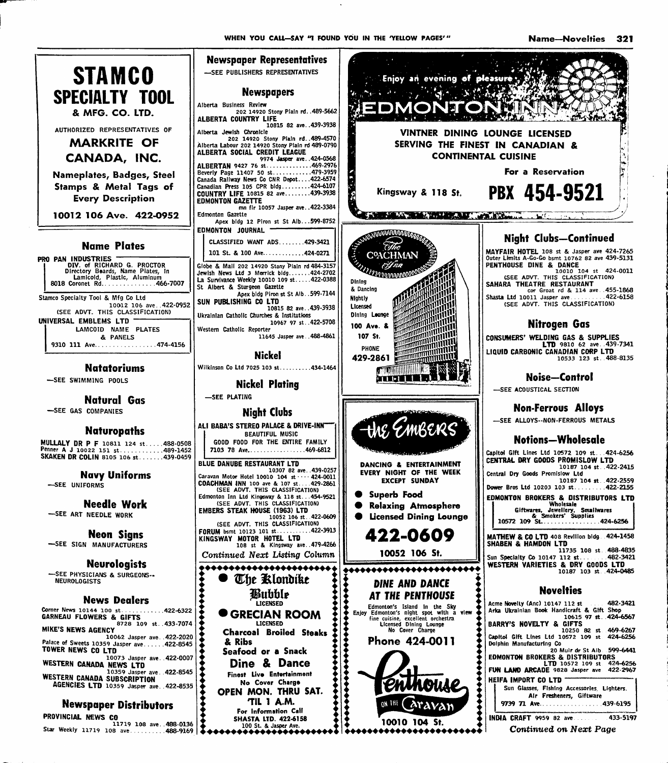**STAMCO SPECIALTY TOOL & MFG. CO. LTD.**

AUTHORIZED REPRESENTATIVES OF

**MARKRITE OF CANADA, INC.**

Nameplates, Badges, Steel Stamps & Metal Tags of Every Description

10012 106 Ave. 422-0952

## Name Plates

**PRO PAN INDUSTRIES**
DIV. of RICHARD G. PROCTOR
Directory Boards, Name Plates, In Lamicoid, Plastic, Aluminum
8018 Coronet Rd..........466-7007

Stamco Specialty Tool & Mfg Co Ltd
10012 106 ave..422-0952
(SEE ADVT. THIS CLASSIFICATION)

**UNIVERSAL EMBLEMS LTD**
LAMCOID NAME PLATES & PANELS
9310 111 Ave..........474-4156

## Natatoriums

—SEE SWIMMING POOLS

## Natural Gas

—SEE GAS COMPANIES

## Naturopaths

**MULLALY DR P F** 10811 124 st.....488-0508
Penner A J 10022 151 st..........489-1452
**SKAKEN DR COLIN** 8105 106 st.......439-0459

## Navy Uniforms

—SEE UNIFORMS

## Needle Work

—SEE ART NEEDLE WORK

## Neon Signs

—SEE SIGN MANUFACTURERS

## Neurologists

—SEE PHYSICIANS & SURGEONS--NEUROLOGISTS

## News Dealers

Corner News 10144 100 st..........422-6322
**GARNEAU FLOWERS & GIFTS**
8728 109 st..433-7074
**MIKE'S NEWS AGENCY**
10062 Jasper ave..422-2020
Palace of Sweets 10359 Jasper ave......422-8545
**TOWER NEWS CO LTD**
10073 Jasper ave..422-0007
**WESTERN CANADA NEWS LTD**
10359 Jasper ave..422-8545
**WESTERN CANADA SUBSCRIPTION AGENCIES LTD** 10359 Jasper ave..422-8535

## Newspaper Distributors

**PROVINCIAL NEWS CO**
11719 108 ave..488-0136
Star Weekly 11719 108 ave..........488-9169

## Newspaper Representatives

—SEE PUBLISHERS REPRESENTATIVES

## Newspapers

Alberta Business Review
202 14920 Stony Plain rd..489-5662
**ALBERTA COUNTRY LIFE**
10815 82 ave..439-3938
Alberta Jewish Chronicle
202 14920 Stony Plain rd..489-4570
Alberta Labour 202 14920 Stony Plain rd 489-0790
**ALBERTA SOCIAL CREDIT LEAGUE**
9974 Jasper ave..424-0568
**ALBERTAN** 9427 76 st..........469-2976
Beverly Page 11407 50 st..........479-3959
Canada Railway News Co CNR Depot....422-6574
Canadian Press 105 CPR bldg..........424-6107
**COUNTRY LIFE** 10815 82 ave..........439-3938
**EDMONTON GAZETTE**
mn flr 10057 Jasper ave..422-3384
Edmonton Gazette
Apex bldg 12 Piron st St Alb...599-8752

**EDMONTON JOURNAL**
CLASSIFIED WANT ADS........429-3421
101 St. & 100 Ave..........424-0271

Globe & Mail 202 14920 Stony Plain rd 484-3157
Jewish News Ltd 3 Merrick bldg.......424-2702
La Survivance Weekly 10010 109 st.....422-0388
St Albert & Sturgeon Gazette
Apex bldg Piron st St Alb..599-7144
**SUN PUBLISHING CO LTD**
10815 82 ave..439-3938
Ukrainian Catholic Churches & Institutions
10967 97 st..422-5708
Western Catholic Reporter
11645 Jasper ave..488-4861

## Nickel

Wilkinson Co Ltd 7025 103 st..........434-1464

## Nickel Plating

—SEE PLATING

## Night Clubs

**ALI BABA'S STEREO PALACE & DRIVE-INN**
BEAUTIFUL MUSIC
GOOD FOOD FOR THE ENTIRE FAMILY
7103 78 Ave..........469-6812

**BLUE DANUBE RESTAURANT LTD**
10307 82 ave..439-0257
Caravan Motor Hotel 10010 104 st....424-0011
**COACHMAN INN** 100 ave & 107 st....429-2861
(SEE ADVT. THIS CLASSIFICATION)
Edmonton Inn Ltd Kingsway & 118 st...454-9521
(SEE ADVT. THIS CLASSIFICATION)
**EMBERS STEAK HOUSE (1963) LTD**
10052 106 st..422-0609
(SEE ADVT. THIS CLASSIFICATION)
**FORUM** bsmt 10123 101 st..........422-3913
**KINGSWAY MOTOR HOTEL LTD**
108 st & Kingsway ave..479-4266

*Continued Next Listing Column*

**The Klondike Bubble**
LICENSED

**GRECIAN ROOM**
LICENSED
Charcoal Broiled Steaks & Ribs
Seafood or a Snack
Dine & Dance
Finest Live Entertainment
No Cover Charge
OPEN MON. THRU SAT. 'TIL 1 A.M.
For Information Call
SHASTA LTD. 422-6158
100 St. & Jasper Ave.

Enjoy an evening of pleasure

**EDMONTON INN**

VINTNER DINING LOUNGE LICENSED
SERVING THE FINEST IN CANADIAN & CONTINENTAL CUISINE

For a Reservation

Kingsway & 118 St. **PBX 454-9521**

**The COACHMAN Inn**

Dining & Dancing
Nightly
Licensed Dining Lounge
100 Ave. & 107 St.
PHONE 429-2861

**the EMBERS**

DANCING & ENTERTAINMENT EVERY NIGHT OF THE WEEK EXCEPT SUNDAY

- Superb Food
- Relaxing Atmosphere
- Licensed Dining Lounge

**422-0609**

10052 106 St.

**DINE AND DANCE AT THE PENTHOUSE**

Edmonton's Island in the Sky
Enjoy Edmonton's night spot with a view fine cuisine, excellent orchestra
Licensed Dining Lounge
No Cover Charge

**Phone 424-0011**

**Penthouse** ON THE **Caravan**

10010 104 St.

## Night Clubs—Continued

**MAYFAIR HOTEL** 108 st & Jasper ave 424-7265
Outer Limits A-Go-Go bsmt 10762 82 ave 439-5131
**PENTHOUSE DINE & DANCE**
10010 104 st 424-0011
(SEE ADVT. THIS CLASSIFICATION)
**SAHARA THEATRE RESTAURANT**
cor Groat rd & 114 ave..455-1868
Shasta Ltd 10011 Jasper ave..........422-6158
(SEE ADVT. THIS CLASSIFICATION)

## Nitrogen Gas

**CONSUMERS' WELDING GAS & SUPPLIES LTD** 9810 62 ave..439-7341
**LIQUID CARBONIC CANADIAN CORP LTD**
10533 123 st..488-8135

## Noise—Control

—SEE ACOUSTICAL SECTION

## Non-Ferrous Alloys

—SEE ALLOYS--NON-FERROUS METALS

## Notions—Wholesale

Capitol Gift Lines Ltd 10572 109 st...424-6256
**CENTRAL DRY GOODS PROMISLOW LTD**
10187 104 st..422-2415
Central Dry Goods Promislow Ltd
10187 104 st..422-2559
Dower Bros Ltd 10203 103 st..........422-2155

**EDMONTON BROKERS & DISTRIBUTORS LTD**
Wholesale
Giftwares, Jewellery, Smallwares & Smokers' Supplies
10572 109 St..........424-6256

**MATHEW & CO LTD** 408 Revillon bldg..424-1458
**SHABEN & HAMDON LTD**
11735 108 st..488-4835
Sun Specialty Co 10147 112 st..........482-3421
**WESTERN VARIETIES & DRY GOODS LTD**
10187 103 st..424-0485

## Novelties

Acme Novelty (Anc) 10147 112 st..........482-3421
Arka Ukrainian Book Handicraft & Gift Shop
10615 97 st..424-6567
**BARRY'S NOVELTY & GIFTS**
10250 82 st 469-6267
Capitol Gift Lines Ltd 10572 109 st 424-6256
Dolphin Manufacturing Co
20 Muir dr St Alb 599-6441
**EDMONTON BROKERS & DISTRIBUTORS LTD** 10572 109 st 424-6256
**FUN LAND ARCADE** 9828 Jasper ave 422-2967

**HEIFA IMPORT CO LTD**
Sun Glasses, Fishing Accessories, Lighters, Air Fresheners, Giftware
9739 71 Ave..........439-6195

**INDIA CRAFT** 9959 82 ave..........433-5197

*Continued on Next Page*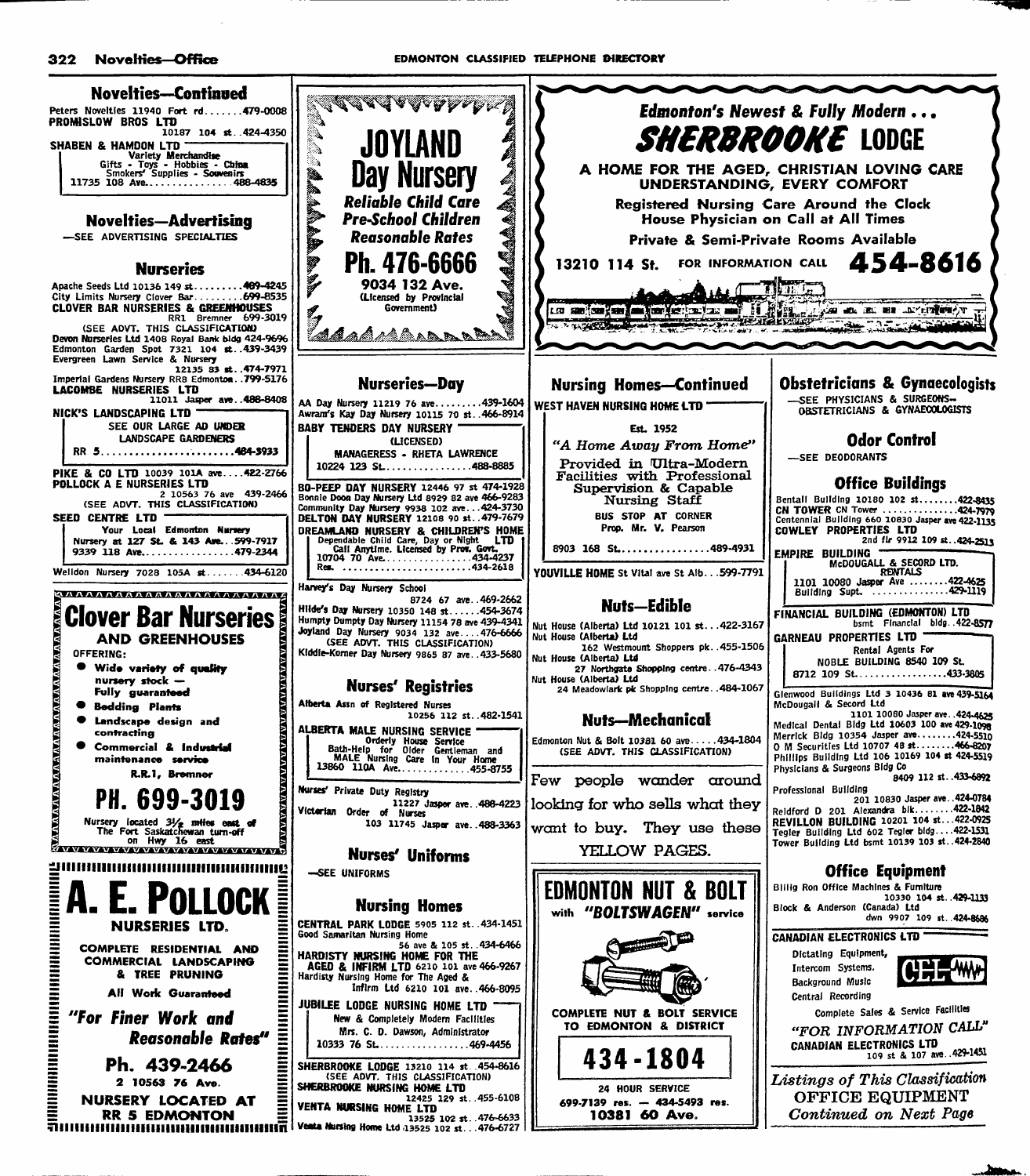## Novelties—Continued

Peters Novelties 11940 Fort rd.......479-0008
PROMISLOW BROS LTD
10187 104 st..424-4350

SHABEN & HAMDON LTD
Variety Merchandise
Gifts - Toys - Hobbies - China
Smokers' Supplies - Souvenirs
11735 108 Ave................488-4835

## Novelties—Advertising

—SEE ADVERTISING SPECIALTIES

## Nurseries

Apache Seeds Ltd 10136 149 st.........489-4245
City Limits Nursery Clover Bar.........699-8535
CLOVER BAR NURSERIES & GREENHOUSES
RR1 Bremner 699-3019
(SEE ADVT. THIS CLASSIFICATION)
Devon Nurseries Ltd 1408 Royal Bank bldg 424-9696
Edmonton Garden Spot 7321 104 st..439-3439
Evergreen Lawn Service & Nursery
12135 83 st..474-7971
Imperial Gardens Nursery RRB Edmonton..799-5176
LACOMBE NURSERIES LTD
11011 Jasper ave..488-8408

NICK'S LANDSCAPING LTD
SEE OUR LARGE AD UNDER
LANDSCAPE GARDENERS
RR 5........................484-3933

PIKE & CO LTD 10039 101A ave....422-2766
POLLOCK A E NURSERIES LTD
2 10563 76 ave 439-2466
(SEE ADVT. THIS CLASSIFICATION)

SEED CENTRE LTD
Your Local Edmonton Nursery
Nursery at 127 St. & 143 Ave...599-7917
9339 118 Ave.................479-2344

Welldon Nursery 7028 105A st.......434-6120

**Clover Bar Nurseries AND GREENHOUSES**
OFFERING:
- Wide variety of quality nursery stock — Fully guaranteed
- Bedding Plants
- Landscape design and contracting
- Commercial & Industrial maintenance service

R.R.1, Bremner
**PH. 699-3019**
Nursery located 3½ miles east of The Fort Saskatchewan turn-off on Hwy 16 east

**A. E. POLLOCK NURSERIES LTD.**
COMPLETE RESIDENTIAL AND COMMERCIAL LANDSCAPING & TREE PRUNING
All Work Guaranteed
*"For Finer Work and Reasonable Rates"*
**Ph. 439-2466**
2 10563 76 Ave.
NURSERY LOCATED AT RR 5 EDMONTON

**JOYLAND Day Nursery**
*Reliable Child Care*
*Pre-School Children*
*Reasonable Rates*
**Ph. 476-6666**
9034 132 Ave.
(Licensed by Provincial Government)

## Nurseries—Day

AA Day Nursery 11219 76 ave.........439-1604
Awram's Kay Day Nursery 10115 70 st..466-8914

BABY TENDERS DAY NURSERY
(LICENSED)
MANAGERESS - RHETA LAWRENCE
10224 123 St.................488-8885

BO-PEEP DAY NURSERY 12446 97 st 474-1928
Bonnie Doon Day Nursery Ltd 8929 82 ave 466-9283
Community Day Nursery 9938 102 ave...424-3730
DELTON DAY NURSERY 12108 90 st..479-7679
DREAMLAND NURSERY & CHILDREN'S HOME
Dependable Child Care, Day or Night LTD
Call Anytime. Licensed by Prov. Govt.
10704 70 Ave.................434-4237
Res. ........................434-2618
Harvey's Day Nursery School
8724 67 ave..469-2662
Hilde's Day Nursery 10350 148 st......454-3674
Humpty Dumpty Day Nursery 11154 78 ave 439-4341
Joyland Day Nursery 9034 132 ave....476-6666
(SEE ADVT. THIS CLASSIFICATION)
Kiddie-Korner Day Nursery 9865 87 ave..433-5680

## Nurses' Registries

Alberta Assn of Registered Nurses
10256 112 st..482-1541

ALBERTA MALE NURSING SERVICE
Orderly House Service
Bath-Help for Older Gentleman and
MALE Nursing Care In Your Home
13860 110A Ave.............455-8755

Nurses' Private Duty Registry
11227 Jasper ave..488-4223
Victorian Order of Nurses
103 11745 Jasper ave..488-3363

## Nurses' Uniforms

—SEE UNIFORMS

## Nursing Homes

CENTRAL PARK LODGE 5905 112 st..434-1451
Good Samaritan Nursing Home
56 ave & 105 st..434-6466
HARDISTY NURSING HOME FOR THE AGED & INFIRM LTD 6210 101 ave 466-9267
Hardisty Nursing Home for The Aged &
Infirm Ltd 6210 101 ave..466-8095

JUBILEE LODGE NURSING HOME LTD
New & Completely Modern Facilities
Mrs. C. D. Dawson, Administrator
10333 76 St.................469-4456

SHERBROOKE LODGE 13210 114 st..454-8616
(SEE ADVT. THIS CLASSIFICATION)
SHERBROOKE NURSING HOME LTD
12425 129 st..455-6108
VENTA NURSING HOME LTD
13525 102 st..476-6633
Venta Nursing Home Ltd 13525 102 st...476-6727

***Edmonton's Newest & Fully Modern . . .***
**SHERBROOKE LODGE**
**A HOME FOR THE AGED, CHRISTIAN LOVING CARE UNDERSTANDING, EVERY COMFORT**
Registered Nursing Care Around the Clock
House Physician on Call at All Times
Private & Semi-Private Rooms Available
13210 114 St. FOR INFORMATION CALL **454-8616**

## Nursing Homes—Continued

WEST HAVEN NURSING HOME LTD
Est. 1952
*"A Home Away From Home"*
Provided in Ultra-Modern Facilities with Professional Supervision & Capable Nursing Staff
BUS STOP AT CORNER
Prop. Mr. V. Pearson
8903 168 St.................489-4931

YOUVILLE HOME St Vital ave St Alb...599-7791

## Nuts—Edible

Nut House (Alberta) Ltd 10121 101 st...422-3167
Nut House (Alberta) Ltd
162 Westmount Shoppers pk..455-1506
Nut House (Alberta) Ltd
27 Northgate Shopping centre..476-4343
Nut House (Alberta) Ltd
24 Meadowlark pk Shopping centre..484-1067

## Nuts—Mechanical

Edmonton Nut & Bolt 10381 60 ave.....434-1804
(SEE ADVT. THIS CLASSIFICATION)

Few people wander around looking for who sells what they want to buy. They use these YELLOW PAGES.

**EDMONTON NUT & BOLT**
with *"BOLTSWAGEN"* service
COMPLETE NUT & BOLT SERVICE TO EDMONTON & DISTRICT
**434-1804**
24 HOUR SERVICE
699-7139 res. — 434-5493 res.
**10381 60 Ave.**

## Obstetricians & Gynaecologists

—SEE PHYSICIANS & SURGEONS—OBSTETRICIANS & GYNAECOLOGISTS

## Odor Control

—SEE DEODORANTS

## Office Buildings

Bentall Building 10180 102 st........422-8435
CN TOWER CN Tower ...............424-7979
Centennial Building 660 10830 Jasper ave 422-1135
COWLEY PROPERTIES LTD
2nd flr 9912 109 st..424-2513

EMPIRE BUILDING
McDOUGALL & SECORD LTD.
RENTALS
1101 10080 Jasper Ave ........422-4625
Building Supt. ...............429-1119

FINANCIAL BUILDING (EDMONTON) LTD
bsmt Financial bldg..422-8577

GARNEAU PROPERTIES LTD
Rental Agents For
NOBLE BUILDING 8540 109 St.
8712 109 St..................433-3805

Glenwood Buildings Ltd 3 10436 81 ave 439-5164
McDougall & Secord Ltd
1101 10080 Jasper ave..424-4625
Medical Dental Bldg Ltd 10603 100 ave 429-1098
Merrick Bldg 10354 Jasper ave.......424-5510
O M Securities Ltd 10707 48 st.......466-8207
Phillips Building Ltd 106 10169 104 st 424-5519
Physicians & Surgeons Bldg Co
8409 112 st..433-6892
Professional Building
201 10830 Jasper ave..424-0784
Reidford D 201 Alexandra blk........422-1842
REVILLON BUILDING 10201 104 st...422-0925
Tegler Building Ltd 602 Tegler bldg....422-1531
Tower Building Ltd bsmt 10139 103 st..424-2840

## Office Equipment

Billig Ron Office Machines & Furniture
10330 104 st..429-1133
Block & Anderson (Canada) Ltd
dwn 9907 109 st..424-8686

CANADIAN ELECTRONICS LTD
Dictating Equipment,
Intercom Systems.
Background Music
Central Recording
Complete Sales & Service Facilities
*"FOR INFORMATION CALL"*
CANADIAN ELECTRONICS LTD
109 st & 107 ave..429-1451

*Listings of This Classification*
OFFICE EQUIPMENT
*Continued on Next Page*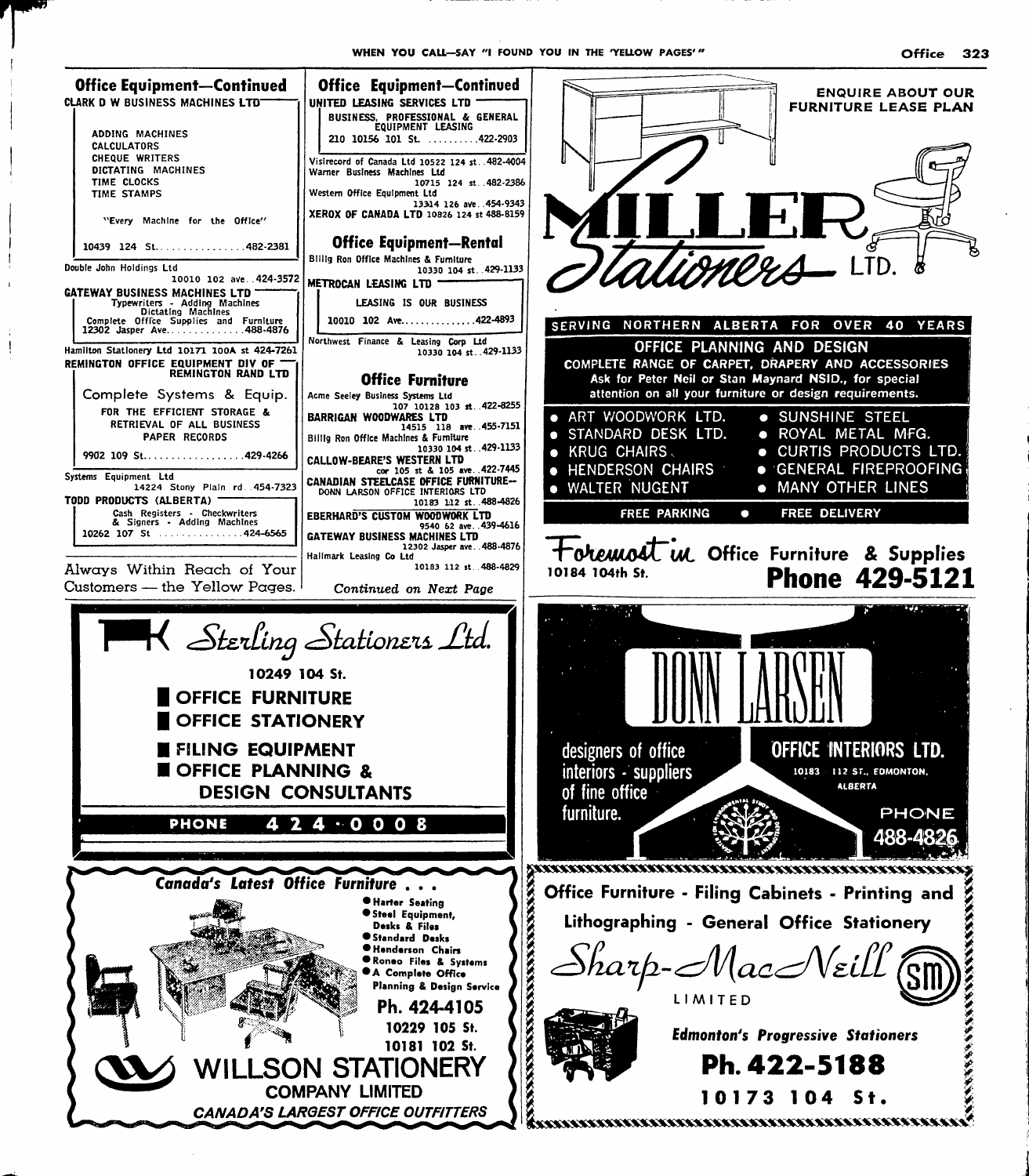## Office Equipment—Continued

**CLARK D W BUSINESS MACHINES LTD**

ADDING MACHINES
CALCULATORS
CHEQUE WRITERS
DICTATING MACHINES
TIME CLOCKS
TIME STAMPS

"Every Machine for the Office"

10439 124 St. . . . . . . . . . . . . . . 482-2381

Double John Holdings Ltd 10010 102 ave. . 424-3572

**GATEWAY BUSINESS MACHINES LTD**
Typewriters - Adding Machines
Dictating Machines
Complete Office Supplies and Furniture
12302 Jasper Ave. . . . . . . . . . . . . 488-4876

Hamilton Stationery Ltd 10171 100A st 424-7261

**REMINGTON OFFICE EQUIPMENT DIV OF REMINGTON RAND LTD**
Complete Systems & Equip.
FOR THE EFFICIENT STORAGE & RETRIEVAL OF ALL BUSINESS PAPER RECORDS
9902 109 St. . . . . . . . . . . . . . . . . 429-4266

Systems Equipment Ltd 14224 Stony Plain rd. . 454-7323

**TODD PRODUCTS (ALBERTA)**
Cash Registers - Checkwriters & Signers - Adding Machines
10262 107 St . . . . . . . . . . . . . . . 424-6565

Always Within Reach of Your Customers — the Yellow Pages.

## Office Equipment—Continued

**UNITED LEASING SERVICES LTD**
BUSINESS, PROFESSIONAL & GENERAL EQUIPMENT LEASING
210 10156 101 St. . . . . . . . . . 422-2903

Visirecord of Canada Ltd 10522 124 st. . 482-4004
Warner Business Machines Ltd 10715 124 st. . 482-2386
Western Office Equipment Ltd 13314 126 ave. . 454-9343
**XEROX OF CANADA LTD** 10826 124 st 488-8159

## Office Equipment—Rental

Billig Ron Office Machines & Furniture 10330 104 st. . 429-1133

**METROCAN LEASING LTD**
LEASING IS OUR BUSINESS
10010 102 Ave. . . . . . . . . . . . . . 422-4893

Northwest Finance & Leasing Corp Ltd 10330 104 st. . 429-1133

## Office Furniture

Acme Seeley Business Systems Ltd 107 10128 103 st. . 422-8255
**BARRIGAN WOODWARES LTD** 14515 118 ave. . 455-7151
Billig Ron Office Machines & Furniture 10330 104 st. . 429-1133
**CALLOW-BEARE'S WESTERN LTD** cor 105 st & 105 ave. . 422-7445
**CANADIAN STEELCASE OFFICE FURNITURE--** DONN LARSON OFFICE INTERIORS LTD 10183 112 st. . 488-4826
**EBERHARD'S CUSTOM WOODWORK LTD** 9540 62 ave. . 439-4616
**GATEWAY BUSINESS MACHINES LTD** 12302 Jasper ave. . 488-4876
Hallmark Leasing Co Ltd 10183 112 st. . 488-4829

*Continued on Next Page*

ENQUIRE ABOUT OUR FURNITURE LEASE PLAN

**MILLER Stationers LTD.**

SERVING NORTHERN ALBERTA FOR OVER 40 YEARS

**OFFICE PLANNING AND DESIGN**
COMPLETE RANGE OF CARPET, DRAPERY AND ACCESSORIES
Ask for Peter Neil or Stan Maynard NSID., for special attention on all your furniture or design requirements.

- ART WOODWORK LTD.
- STANDARD DESK LTD.
- KRUG CHAIRS
- HENDERSON CHAIRS
- WALTER NUGENT
- SUNSHINE STEEL
- ROYAL METAL MFG.
- CURTIS PRODUCTS LTD.
- GENERAL FIREPROOFING
- MANY OTHER LINES

FREE PARKING • FREE DELIVERY

Foremost in Office Furniture & Supplies
10184 104th St.
**Phone 429-5121**

**Sterling Stationers Ltd.**
10249 104 St.
- OFFICE FURNITURE
- OFFICE STATIONERY
- FILING EQUIPMENT
- OFFICE PLANNING & DESIGN CONSULTANTS

PHONE 424-0008

**DONN LARSEN**
designers of office interiors - suppliers of fine office furniture.
OFFICE INTERIORS LTD.
10183 112 ST., EDMONTON, ALBERTA
PHONE 488-4826

*Canada's Latest Office Furniture . . .*
- Harter Seating
- Steel Equipment, Desks & Files
- Standard Desks
- Henderson Chairs
- Roneo Files & Systems
- A Complete Office Planning & Design Service

**Ph. 424-4105**
**10229 105 St.**
**10181 102 St.**

**WILLSON STATIONERY COMPANY LIMITED**
*CANADA'S LARGEST OFFICE OUTFITTERS*

**Office Furniture - Filing Cabinets - Printing and Lithographing - General Office Stationery**

**Sharp-MacNeill LIMITED**

*Edmonton's Progressive Stationers*

**Ph. 422-5188**
**10173 104 St.**